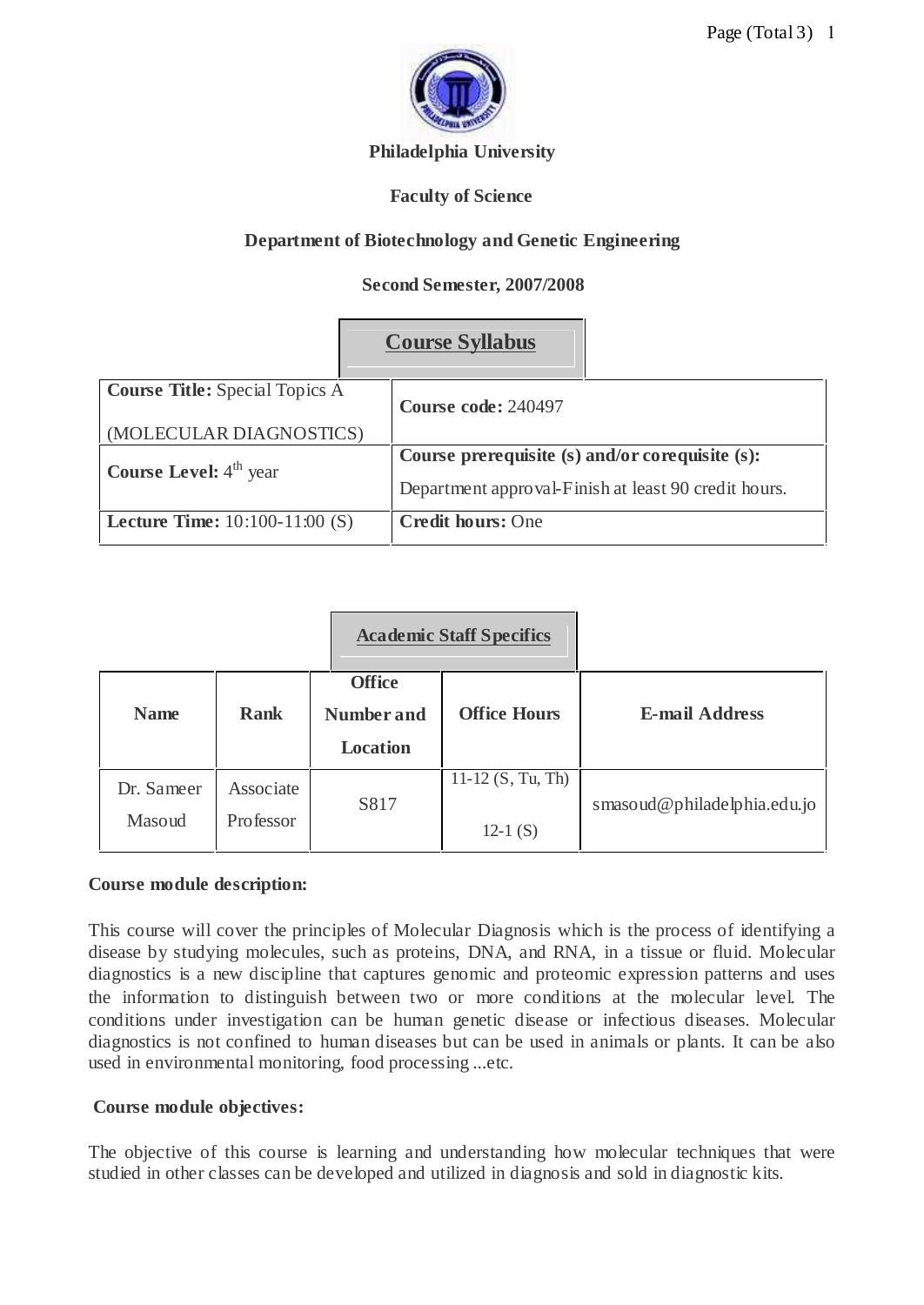**Philadelphia University**

**Faculty of Science**

**Department of Biotechnology and Genetic Engineering**

**Second Semester, 2007/2008**

## Course Syllabus

| | |
|---|---|
| **Course Title:** Special Topics A (MOLECULAR DIAGNOSTICS) | **Course code:** 240497 |
| **Course Level:** 4th year | **Course prerequisite (s) and/or corequisite (s):** Department approval-Finish at least 90 credit hours. |
| **Lecture Time:** 10:100-11:00 (S) | **Credit hours:** One |

## Academic Staff Specifics

| Name | Rank | Office Number and Location | Office Hours | E-mail Address |
|---|---|---|---|---|
| Dr. Sameer Masoud | Associate Professor | S817 | 11-12 (S, Tu, Th) 12-1 (S) | smasoud@philadelphia.edu.jo |

**Course module description:**

This course will cover the principles of Molecular Diagnosis which is the process of identifying a disease by studying molecules, such as proteins, DNA, and RNA, in a tissue or fluid. Molecular diagnostics is a new discipline that captures genomic and proteomic expression patterns and uses the information to distinguish between two or more conditions at the molecular level. The conditions under investigation can be human genetic disease or infectious diseases. Molecular diagnostics is not confined to human diseases but can be used in animals or plants. It can be also used in environmental monitoring, food processing ...etc.

**Course module objectives:**

The objective of this course is learning and understanding how molecular techniques that were studied in other classes can be developed and utilized in diagnosis and sold in diagnostic kits.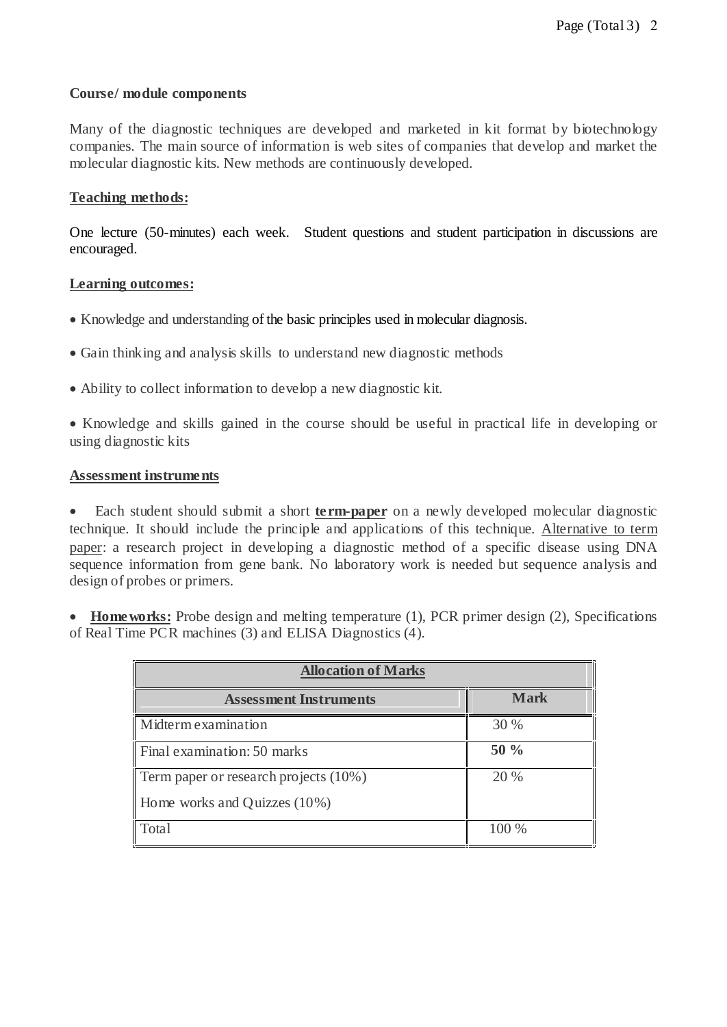**Course/ module components**

Many of the diagnostic techniques are developed and marketed in kit format by biotechnology companies. The main source of information is web sites of companies that develop and market the molecular diagnostic kits. New methods are continuously developed.

**Teaching methods:**

One lecture (50-minutes) each week. Student questions and student participation in discussions are encouraged.

**Learning outcomes:**

- Knowledge and understanding of the basic principles used in molecular diagnosis.
- Gain thinking and analysis skills to understand new diagnostic methods
- Ability to collect information to develop a new diagnostic kit.
- Knowledge and skills gained in the course should be useful in practical life in developing or using diagnostic kits

**Assessment instruments**

- Each student should submit a short **term-paper** on a newly developed molecular diagnostic technique. It should include the principle and applications of this technique. Alternative to term paper: a research project in developing a diagnostic method of a specific disease using DNA sequence information from gene bank. No laboratory work is needed but sequence analysis and design of probes or primers.

- **Homeworks:** Probe design and melting temperature (1), PCR primer design (2), Specifications of Real Time PCR machines (3) and ELISA Diagnostics (4).

| **Allocation of Marks** | |
|---|---|
| **Assessment Instruments** | **Mark** |
| Midterm examination | 30 % |
| Final examination: 50 marks | **50 %** |
| Term paper or research projects (10%)<br>Home works and Quizzes (10%) | 20 % |
| Total | 100 % |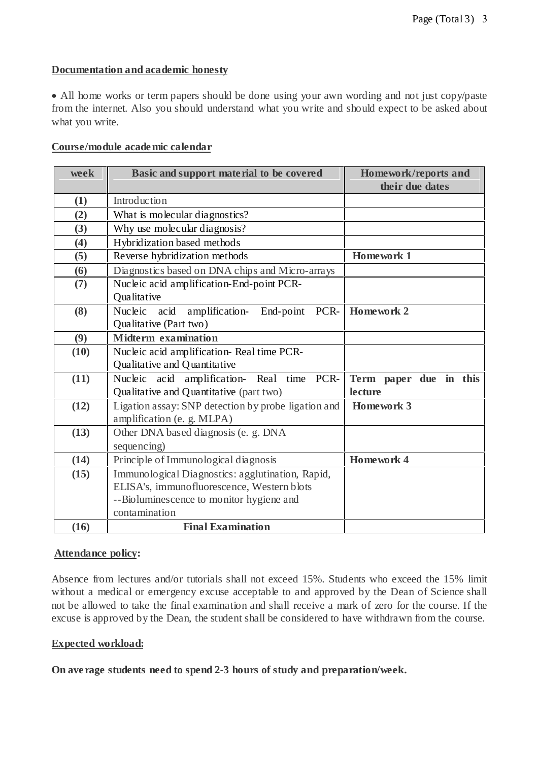## Documentation and academic honesty

- All home works or term papers should be done using your awn wording and not just copy/paste from the internet. Also you should understand what you write and should expect to be asked about what you write.

## Course/module academic calendar

| week | Basic and support material to be covered | Homework/reports and their due dates |
|---|---|---|
| (1) | Introduction | |
| (2) | What is molecular diagnostics? | |
| (3) | Why use molecular diagnosis? | |
| (4) | Hybridization based methods | |
| (5) | Reverse hybridization methods | **Homework 1** |
| (6) | Diagnostics based on DNA chips and Micro-arrays | |
| (7) | Nucleic acid amplification-End-point PCR-Qualitative | |
| (8) | Nucleic acid amplification- End-point PCR-Qualitative (Part two) | **Homework 2** |
| (9) | **Midterm examination** | |
| (10) | Nucleic acid amplification- Real time PCR-Qualitative and Quantitative | |
| (11) | Nucleic acid amplification- Real time PCR-Qualitative and Quantitative (part two) | **Term paper due in this lecture** |
| (12) | Ligation assay: SNP detection by probe ligation and amplification (e. g. MLPA) | **Homework 3** |
| (13) | Other DNA based diagnosis (e. g. DNA sequencing) | |
| (14) | Principle of Immunological diagnosis | **Homework 4** |
| (15) | Immunological Diagnostics: agglutination, Rapid, ELISA's, immunofluorescence, Western blots --Bioluminescence to monitor hygiene and contamination | |
| (16) | **Final Examination** | |

## Attendance policy:

Absence from lectures and/or tutorials shall not exceed 15%. Students who exceed the 15% limit without a medical or emergency excuse acceptable to and approved by the Dean of Science shall not be allowed to take the final examination and shall receive a mark of zero for the course. If the excuse is approved by the Dean, the student shall be considered to have withdrawn from the course.

## Expected workload:

**On average students need to spend 2-3 hours of study and preparation/week.**